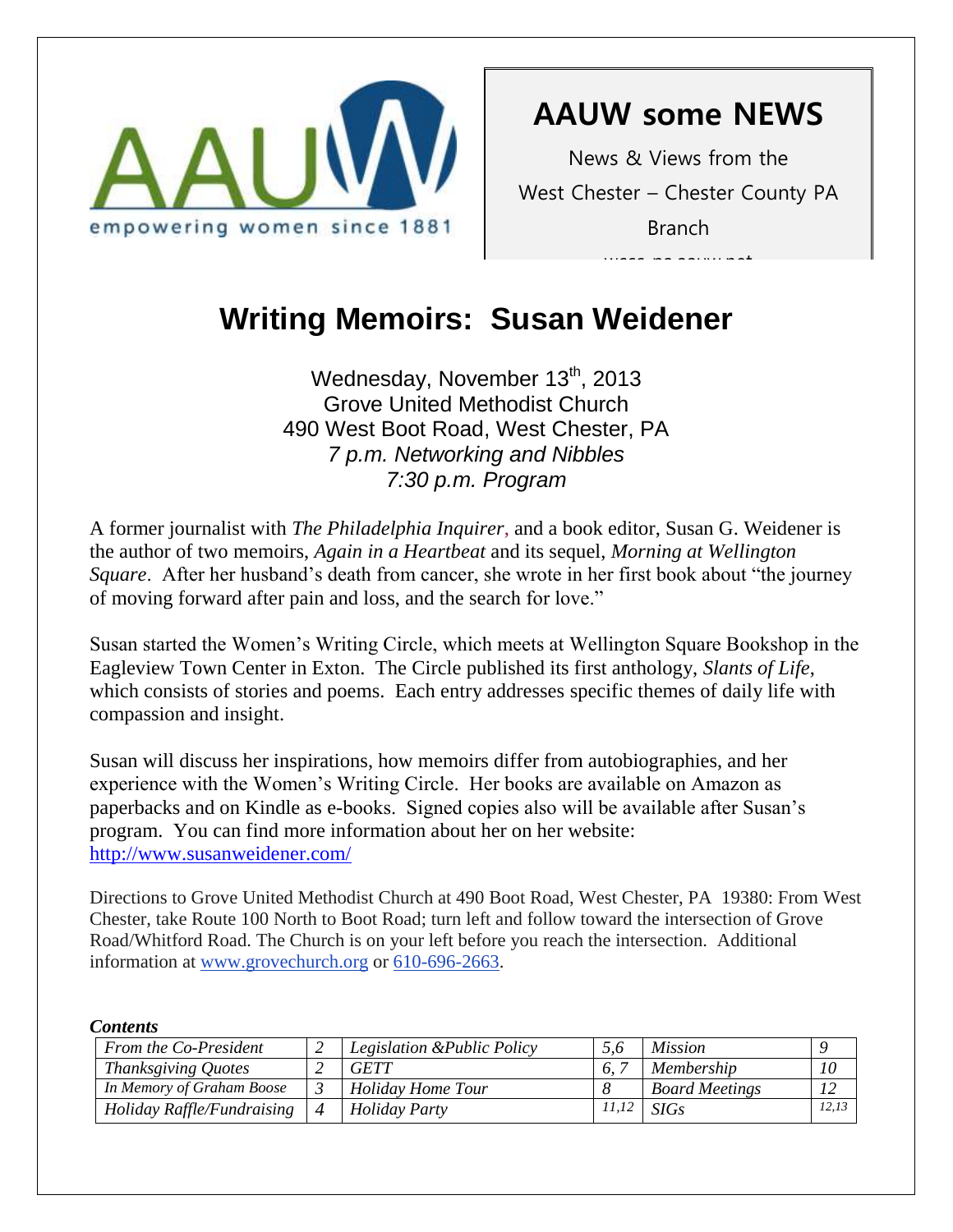AAUW

empowering women since 1881

# AAUW some NEWS

News & Views from the West Chester – Chester County PA Branch

# Writing Memoirs: Susan Weidener

Wednesday, November 13th, 2013
Grove United Methodist Church
490 West Boot Road, West Chester, PA
*7 p.m. Networking and Nibbles*
*7:30 p.m. Program*

A former journalist with *The Philadelphia Inquirer*, and a book editor, Susan G. Weidener is the author of two memoirs, *Again in a Heartbeat* and its sequel, *Morning at Wellington Square*. After her husband's death from cancer, she wrote in her first book about "the journey of moving forward after pain and loss, and the search for love."

Susan started the Women's Writing Circle, which meets at Wellington Square Bookshop in the Eagleview Town Center in Exton. The Circle published its first anthology, *Slants of Life*, which consists of stories and poems. Each entry addresses specific themes of daily life with compassion and insight.

Susan will discuss her inspirations, how memoirs differ from autobiographies, and her experience with the Women's Writing Circle. Her books are available on Amazon as paperbacks and on Kindle as e-books. Signed copies also will be available after Susan's program. You can find more information about her on her website: http://www.susanweidener.com/

Directions to Grove United Methodist Church at 490 Boot Road, West Chester, PA 19380: From West Chester, take Route 100 North to Boot Road; turn left and follow toward the intersection of Grove Road/Whitford Road. The Church is on your left before you reach the intersection. Additional information at www.grovechurch.org or 610-696-2663.

***Contents***

| | | | | | |
|---|---|---|---|---|---|
| *From the Co-President* | *2* | *Legislation &Public Policy* | *5,6* | *Mission* | *9* |
| *Thanksgiving Quotes* | *2* | *GETT* | *6, 7* | *Membership* | *10* |
| *In Memory of Graham Boose* | *3* | *Holiday Home Tour* | *8* | *Board Meetings* | *12* |
| *Holiday Raffle/Fundraising* | *4* | *Holiday Party* | *11,12* | *SIGs* | *12,13* |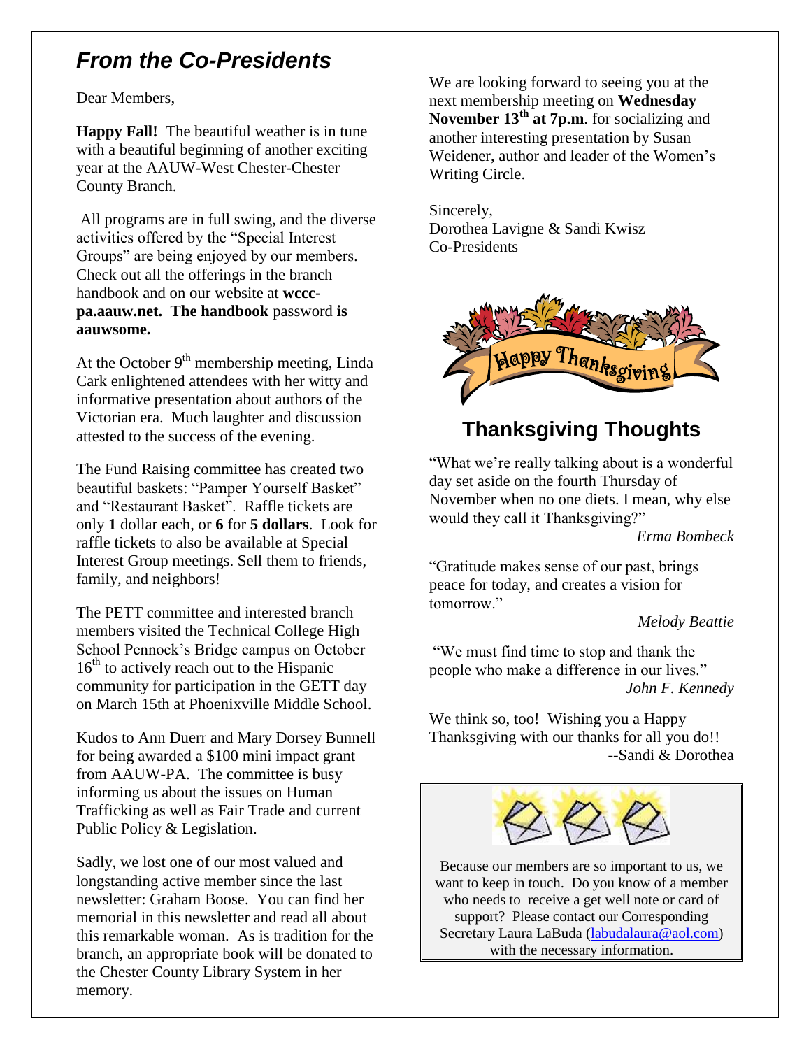## *From the Co-Presidents*

Dear Members,

**Happy Fall!** The beautiful weather is in tune with a beautiful beginning of another exciting year at the AAUW-West Chester-Chester County Branch.

All programs are in full swing, and the diverse activities offered by the "Special Interest Groups" are being enjoyed by our members. Check out all the offerings in the branch handbook and on our website at **wccc-pa.aauw.net. The handbook** password **is aauwsome.**

At the October 9th membership meeting, Linda Cark enlightened attendees with her witty and informative presentation about authors of the Victorian era. Much laughter and discussion attested to the success of the evening.

The Fund Raising committee has created two beautiful baskets: "Pamper Yourself Basket" and "Restaurant Basket". Raffle tickets are only **1** dollar each, or **6** for **5 dollars**. Look for raffle tickets to also be available at Special Interest Group meetings. Sell them to friends, family, and neighbors!

The PETT committee and interested branch members visited the Technical College High School Pennock's Bridge campus on October 16th to actively reach out to the Hispanic community for participation in the GETT day on March 15th at Phoenixville Middle School.

Kudos to Ann Duerr and Mary Dorsey Bunnell for being awarded a $100 mini impact grant from AAUW-PA. The committee is busy informing us about the issues on Human Trafficking as well as Fair Trade and current Public Policy & Legislation.

Sadly, we lost one of our most valued and longstanding active member since the last newsletter: Graham Boose. You can find her memorial in this newsletter and read all about this remarkable woman. As is tradition for the branch, an appropriate book will be donated to the Chester County Library System in her memory.

We are looking forward to seeing you at the next membership meeting on **Wednesday November 13th at 7p.m**. for socializing and another interesting presentation by Susan Weidener, author and leader of the Women's Writing Circle.

Sincerely,
Dorothea Lavigne & Sandi Kwisz
Co-Presidents

Happy Thanksgiving

## Thanksgiving Thoughts

"What we're really talking about is a wonderful day set aside on the fourth Thursday of November when no one diets. I mean, why else would they call it Thanksgiving?"

*Erma Bombeck*

"Gratitude makes sense of our past, brings peace for today, and creates a vision for tomorrow."

*Melody Beattie*

"We must find time to stop and thank the people who make a difference in our lives."

*John F. Kennedy*

We think so, too! Wishing you a Happy Thanksgiving with our thanks for all you do!!
--Sandi & Dorothea

Because our members are so important to us, we want to keep in touch. Do you know of a member who needs to receive a get well note or card of support? Please contact our Corresponding Secretary Laura LaBuda (labudalaura@aol.com) with the necessary information.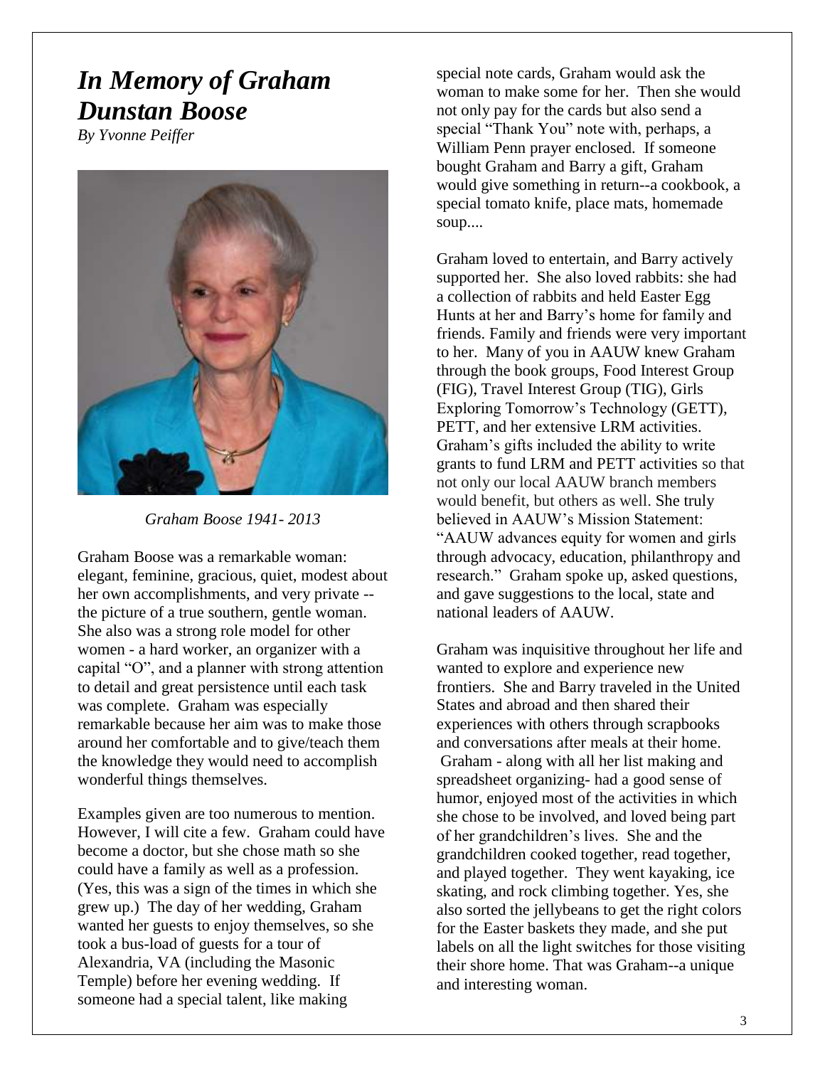# *In Memory of Graham Dunstan Boose*

*By Yvonne Peiffer*

*Graham Boose 1941- 2013*

Graham Boose was a remarkable woman: elegant, feminine, gracious, quiet, modest about her own accomplishments, and very private -- the picture of a true southern, gentle woman. She also was a strong role model for other women - a hard worker, an organizer with a capital "O", and a planner with strong attention to detail and great persistence until each task was complete. Graham was especially remarkable because her aim was to make those around her comfortable and to give/teach them the knowledge they would need to accomplish wonderful things themselves.

Examples given are too numerous to mention. However, I will cite a few. Graham could have become a doctor, but she chose math so she could have a family as well as a profession. (Yes, this was a sign of the times in which she grew up.) The day of her wedding, Graham wanted her guests to enjoy themselves, so she took a bus-load of guests for a tour of Alexandria, VA (including the Masonic Temple) before her evening wedding. If someone had a special talent, like making special note cards, Graham would ask the woman to make some for her. Then she would not only pay for the cards but also send a special "Thank You" note with, perhaps, a William Penn prayer enclosed. If someone bought Graham and Barry a gift, Graham would give something in return--a cookbook, a special tomato knife, place mats, homemade soup....

Graham loved to entertain, and Barry actively supported her. She also loved rabbits: she had a collection of rabbits and held Easter Egg Hunts at her and Barry's home for family and friends. Family and friends were very important to her. Many of you in AAUW knew Graham through the book groups, Food Interest Group (FIG), Travel Interest Group (TIG), Girls Exploring Tomorrow's Technology (GETT), PETT, and her extensive LRM activities. Graham's gifts included the ability to write grants to fund LRM and PETT activities so that not only our local AAUW branch members would benefit, but others as well. She truly believed in AAUW's Mission Statement: "AAUW advances equity for women and girls through advocacy, education, philanthropy and research." Graham spoke up, asked questions, and gave suggestions to the local, state and national leaders of AAUW.

Graham was inquisitive throughout her life and wanted to explore and experience new frontiers. She and Barry traveled in the United States and abroad and then shared their experiences with others through scrapbooks and conversations after meals at their home. Graham - along with all her list making and spreadsheet organizing- had a good sense of humor, enjoyed most of the activities in which she chose to be involved, and loved being part of her grandchildren's lives. She and the grandchildren cooked together, read together, and played together. They went kayaking, ice skating, and rock climbing together. Yes, she also sorted the jellybeans to get the right colors for the Easter baskets they made, and she put labels on all the light switches for those visiting their shore home. That was Graham--a unique and interesting woman.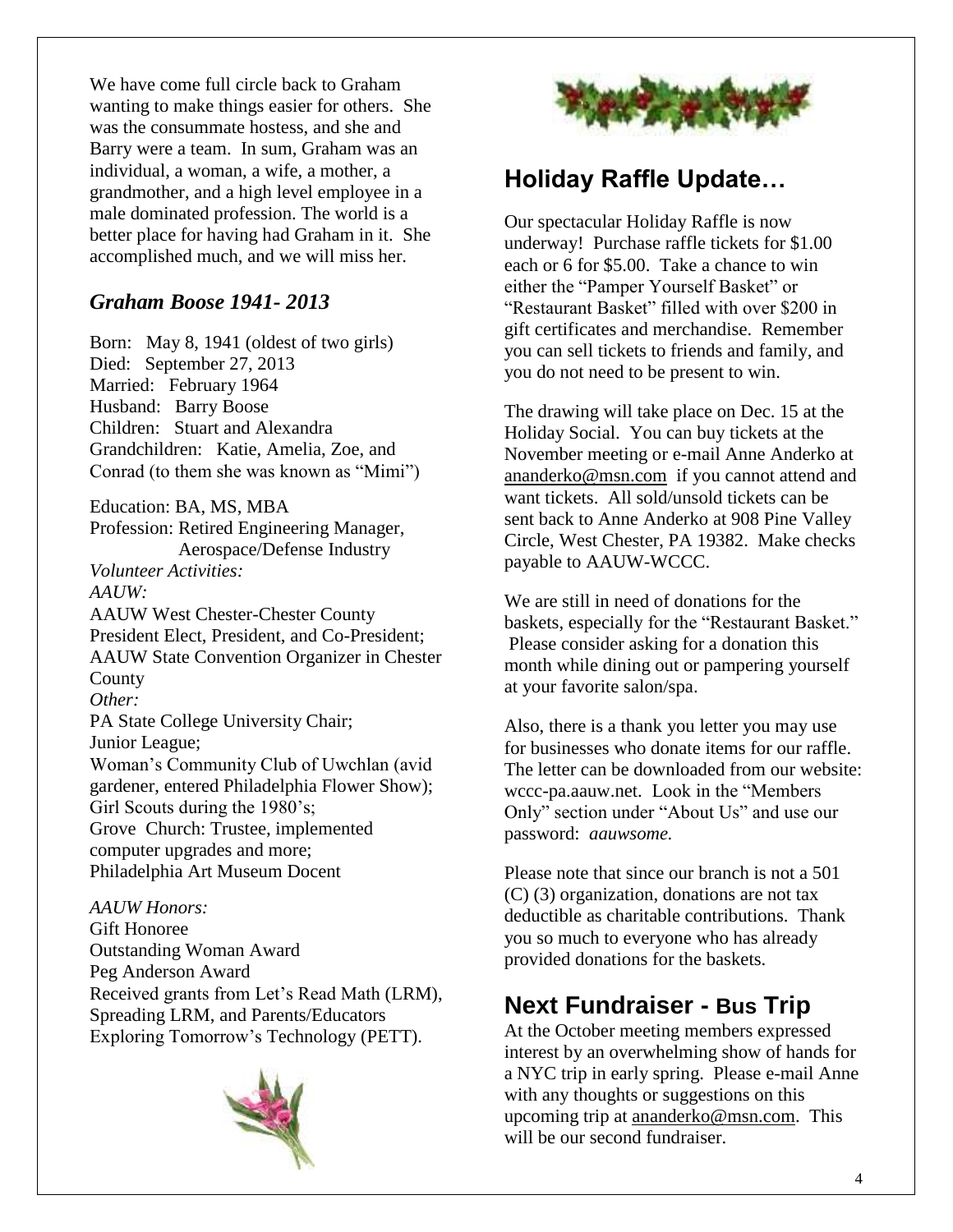We have come full circle back to Graham wanting to make things easier for others. She was the consummate hostess, and she and Barry were a team. In sum, Graham was an individual, a woman, a wife, a mother, a grandmother, and a high level employee in a male dominated profession. The world is a better place for having had Graham in it. She accomplished much, and we will miss her.

### *Graham Boose 1941- 2013*

Born: May 8, 1941 (oldest of two girls)
Died: September 27, 2013
Married: February 1964
Husband: Barry Boose
Children: Stuart and Alexandra
Grandchildren: Katie, Amelia, Zoe, and Conrad (to them she was known as "Mimi")

Education: BA, MS, MBA
Profession: Retired Engineering Manager, Aerospace/Defense Industry

*Volunteer Activities:*

*AAUW:*

AAUW West Chester-Chester County President Elect, President, and Co-President;
AAUW State Convention Organizer in Chester County

*Other:*

PA State College University Chair;
Junior League;
Woman's Community Club of Uwchlan (avid gardener, entered Philadelphia Flower Show);
Girl Scouts during the 1980's;
Grove Church: Trustee, implemented computer upgrades and more;
Philadelphia Art Museum Docent

*AAUW Honors:*

Gift Honoree
Outstanding Woman Award
Peg Anderson Award
Received grants from Let's Read Math (LRM), Spreading LRM, and Parents/Educators Exploring Tomorrow's Technology (PETT).

## Holiday Raffle Update…

Our spectacular Holiday Raffle is now underway! Purchase raffle tickets for $1.00 each or 6 for $5.00. Take a chance to win either the "Pamper Yourself Basket" or "Restaurant Basket" filled with over $200 in gift certificates and merchandise. Remember you can sell tickets to friends and family, and you do not need to be present to win.

The drawing will take place on Dec. 15 at the Holiday Social. You can buy tickets at the November meeting or e-mail Anne Anderko at ananderko@msn.com if you cannot attend and want tickets. All sold/unsold tickets can be sent back to Anne Anderko at 908 Pine Valley Circle, West Chester, PA 19382. Make checks payable to AAUW-WCCC.

We are still in need of donations for the baskets, especially for the "Restaurant Basket." Please consider asking for a donation this month while dining out or pampering yourself at your favorite salon/spa.

Also, there is a thank you letter you may use for businesses who donate items for our raffle. The letter can be downloaded from our website: wccc-pa.aauw.net. Look in the "Members Only" section under "About Us" and use our password: *aauwsome.*

Please note that since our branch is not a 501 (C) (3) organization, donations are not tax deductible as charitable contributions. Thank you so much to everyone who has already provided donations for the baskets.

## Next Fundraiser - Bus Trip

At the October meeting members expressed interest by an overwhelming show of hands for a NYC trip in early spring. Please e-mail Anne with any thoughts or suggestions on this upcoming trip at ananderko@msn.com. This will be our second fundraiser.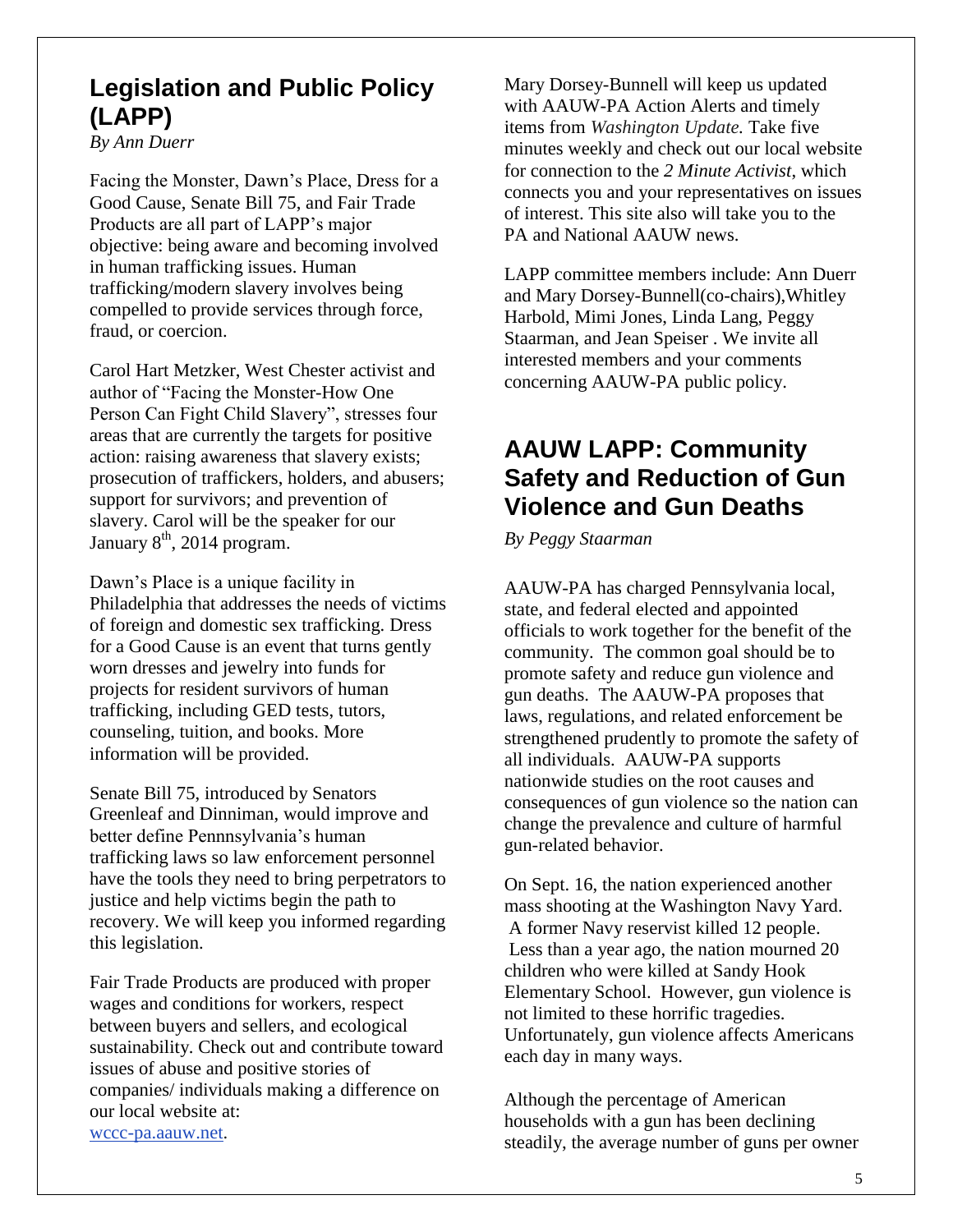## Legislation and Public Policy (LAPP)

*By Ann Duerr*

Facing the Monster, Dawn's Place, Dress for a Good Cause, Senate Bill 75, and Fair Trade Products are all part of LAPP's major objective: being aware and becoming involved in human trafficking issues. Human trafficking/modern slavery involves being compelled to provide services through force, fraud, or coercion.

Carol Hart Metzker, West Chester activist and author of "Facing the Monster-How One Person Can Fight Child Slavery", stresses four areas that are currently the targets for positive action: raising awareness that slavery exists; prosecution of traffickers, holders, and abusers; support for survivors; and prevention of slavery. Carol will be the speaker for our January 8th, 2014 program.

Dawn's Place is a unique facility in Philadelphia that addresses the needs of victims of foreign and domestic sex trafficking. Dress for a Good Cause is an event that turns gently worn dresses and jewelry into funds for projects for resident survivors of human trafficking, including GED tests, tutors, counseling, tuition, and books. More information will be provided.

Senate Bill 75, introduced by Senators Greenleaf and Dinniman, would improve and better define Pennnsylvania's human trafficking laws so law enforcement personnel have the tools they need to bring perpetrators to justice and help victims begin the path to recovery. We will keep you informed regarding this legislation.

Fair Trade Products are produced with proper wages and conditions for workers, respect between buyers and sellers, and ecological sustainability. Check out and contribute toward issues of abuse and positive stories of companies/ individuals making a difference on our local website at: wccc-pa.aauw.net.

Mary Dorsey-Bunnell will keep us updated with AAUW-PA Action Alerts and timely items from *Washington Update.* Take five minutes weekly and check out our local website for connection to the *2 Minute Activist*, which connects you and your representatives on issues of interest. This site also will take you to the PA and National AAUW news.

LAPP committee members include: Ann Duerr and Mary Dorsey-Bunnell(co-chairs),Whitley Harbold, Mimi Jones, Linda Lang, Peggy Staarman, and Jean Speiser . We invite all interested members and your comments concerning AAUW-PA public policy.

## AAUW LAPP: Community Safety and Reduction of Gun Violence and Gun Deaths

*By Peggy Staarman*

AAUW-PA has charged Pennsylvania local, state, and federal elected and appointed officials to work together for the benefit of the community. The common goal should be to promote safety and reduce gun violence and gun deaths. The AAUW-PA proposes that laws, regulations, and related enforcement be strengthened prudently to promote the safety of all individuals. AAUW-PA supports nationwide studies on the root causes and consequences of gun violence so the nation can change the prevalence and culture of harmful gun-related behavior.

On Sept. 16, the nation experienced another mass shooting at the Washington Navy Yard. A former Navy reservist killed 12 people. Less than a year ago, the nation mourned 20 children who were killed at Sandy Hook Elementary School. However, gun violence is not limited to these horrific tragedies. Unfortunately, gun violence affects Americans each day in many ways.

Although the percentage of American households with a gun has been declining steadily, the average number of guns per owner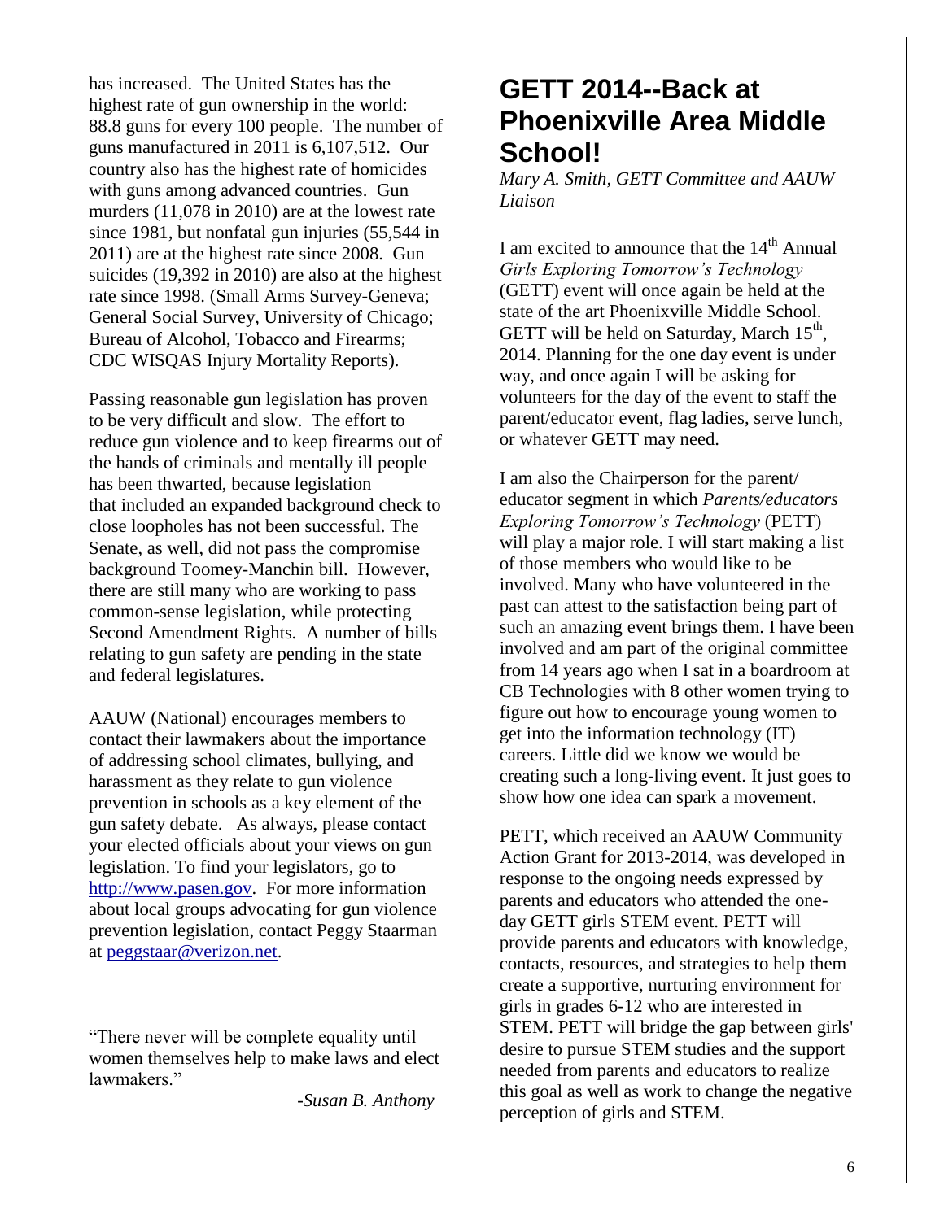has increased. The United States has the highest rate of gun ownership in the world: 88.8 guns for every 100 people. The number of guns manufactured in 2011 is 6,107,512. Our country also has the highest rate of homicides with guns among advanced countries. Gun murders (11,078 in 2010) are at the lowest rate since 1981, but nonfatal gun injuries (55,544 in 2011) are at the highest rate since 2008. Gun suicides (19,392 in 2010) are also at the highest rate since 1998. (Small Arms Survey-Geneva; General Social Survey, University of Chicago; Bureau of Alcohol, Tobacco and Firearms; CDC WISQAS Injury Mortality Reports).

Passing reasonable gun legislation has proven to be very difficult and slow. The effort to reduce gun violence and to keep firearms out of the hands of criminals and mentally ill people has been thwarted, because legislation that included an expanded background check to close loopholes has not been successful. The Senate, as well, did not pass the compromise background Toomey-Manchin bill. However, there are still many who are working to pass common-sense legislation, while protecting Second Amendment Rights. A number of bills relating to gun safety are pending in the state and federal legislatures.

AAUW (National) encourages members to contact their lawmakers about the importance of addressing school climates, bullying, and harassment as they relate to gun violence prevention in schools as a key element of the gun safety debate. As always, please contact your elected officials about your views on gun legislation. To find your legislators, go to [http://www.pasen.gov](http://www.pasen.gov). For more information about local groups advocating for gun violence prevention legislation, contact Peggy Staarman at [peggstaar@verizon.net](mailto:peggstaar@verizon.net).

"There never will be complete equality until women themselves help to make laws and elect lawmakers."

*-Susan B. Anthony*

# GETT 2014--Back at Phoenixville Area Middle School!

*Mary A. Smith, GETT Committee and AAUW Liaison*

I am excited to announce that the 14th Annual *Girls Exploring Tomorrow's Technology* (GETT) event will once again be held at the state of the art Phoenixville Middle School. GETT will be held on Saturday, March 15th, 2014. Planning for the one day event is under way, and once again I will be asking for volunteers for the day of the event to staff the parent/educator event, flag ladies, serve lunch, or whatever GETT may need.

I am also the Chairperson for the parent/ educator segment in which *Parents/educators Exploring Tomorrow's Technology* (PETT) will play a major role. I will start making a list of those members who would like to be involved. Many who have volunteered in the past can attest to the satisfaction being part of such an amazing event brings them. I have been involved and am part of the original committee from 14 years ago when I sat in a boardroom at CB Technologies with 8 other women trying to figure out how to encourage young women to get into the information technology (IT) careers. Little did we know we would be creating such a long-living event. It just goes to show how one idea can spark a movement.

PETT, which received an AAUW Community Action Grant for 2013-2014, was developed in response to the ongoing needs expressed by parents and educators who attended the one-day GETT girls STEM event. PETT will provide parents and educators with knowledge, contacts, resources, and strategies to help them create a supportive, nurturing environment for girls in grades 6-12 who are interested in STEM. PETT will bridge the gap between girls' desire to pursue STEM studies and the support needed from parents and educators to realize this goal as well as work to change the negative perception of girls and STEM.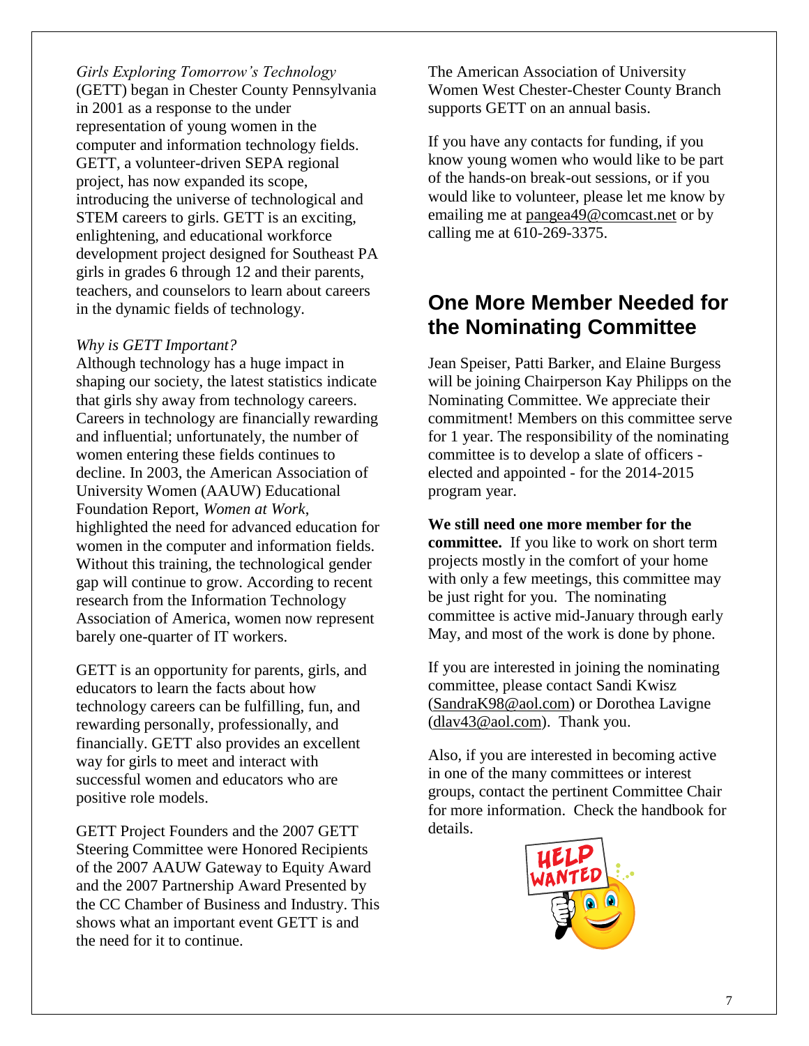*Girls Exploring Tomorrow's Technology* (GETT) began in Chester County Pennsylvania in 2001 as a response to the under representation of young women in the computer and information technology fields. GETT, a volunteer-driven SEPA regional project, has now expanded its scope, introducing the universe of technological and STEM careers to girls. GETT is an exciting, enlightening, and educational workforce development project designed for Southeast PA girls in grades 6 through 12 and their parents, teachers, and counselors to learn about careers in the dynamic fields of technology.

*Why is GETT Important?*

Although technology has a huge impact in shaping our society, the latest statistics indicate that girls shy away from technology careers. Careers in technology are financially rewarding and influential; unfortunately, the number of women entering these fields continues to decline. In 2003, the American Association of University Women (AAUW) Educational Foundation Report, *Women at Work*, highlighted the need for advanced education for women in the computer and information fields. Without this training, the technological gender gap will continue to grow. According to recent research from the Information Technology Association of America, women now represent barely one-quarter of IT workers.

GETT is an opportunity for parents, girls, and educators to learn the facts about how technology careers can be fulfilling, fun, and rewarding personally, professionally, and financially. GETT also provides an excellent way for girls to meet and interact with successful women and educators who are positive role models.

GETT Project Founders and the 2007 GETT Steering Committee were Honored Recipients of the 2007 AAUW Gateway to Equity Award and the 2007 Partnership Award Presented by the CC Chamber of Business and Industry. This shows what an important event GETT is and the need for it to continue.

The American Association of University Women West Chester-Chester County Branch supports GETT on an annual basis.

If you have any contacts for funding, if you know young women who would like to be part of the hands-on break-out sessions, or if you would like to volunteer, please let me know by emailing me at pangea49@comcast.net or by calling me at 610-269-3375.

## One More Member Needed for the Nominating Committee

Jean Speiser, Patti Barker, and Elaine Burgess will be joining Chairperson Kay Philipps on the Nominating Committee. We appreciate their commitment! Members on this committee serve for 1 year. The responsibility of the nominating committee is to develop a slate of officers - elected and appointed - for the 2014-2015 program year.

**We still need one more member for the committee.** If you like to work on short term projects mostly in the comfort of your home with only a few meetings, this committee may be just right for you. The nominating committee is active mid-January through early May, and most of the work is done by phone.

If you are interested in joining the nominating committee, please contact Sandi Kwisz (SandraK98@aol.com) or Dorothea Lavigne (dlav43@aol.com). Thank you.

Also, if you are interested in becoming active in one of the many committees or interest groups, contact the pertinent Committee Chair for more information. Check the handbook for details.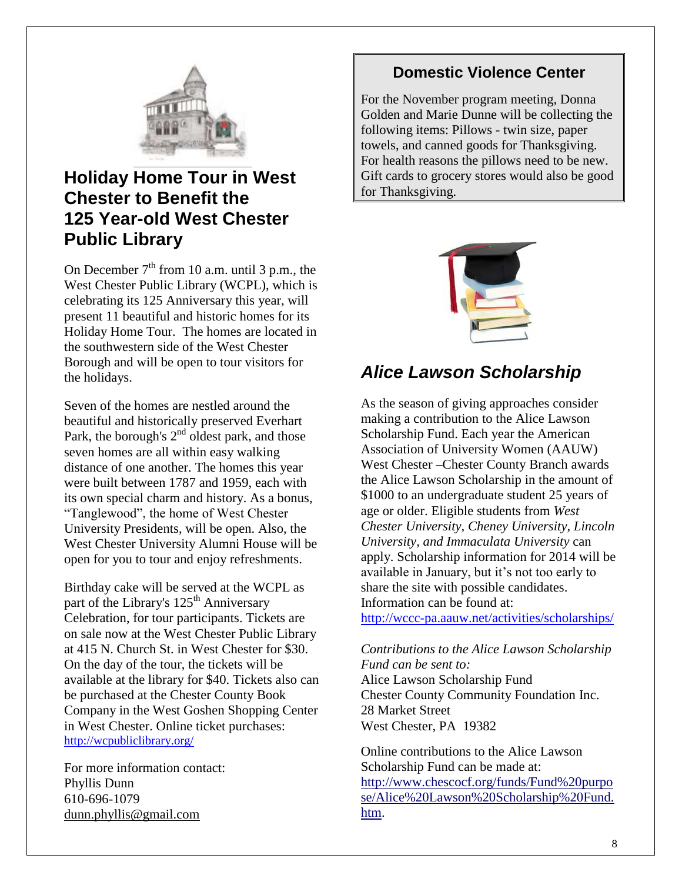## Holiday Home Tour in West Chester to Benefit the 125 Year-old West Chester Public Library

On December 7th from 10 a.m. until 3 p.m., the West Chester Public Library (WCPL), which is celebrating its 125 Anniversary this year, will present 11 beautiful and historic homes for its Holiday Home Tour. The homes are located in the southwestern side of the West Chester Borough and will be open to tour visitors for the holidays.

Seven of the homes are nestled around the beautiful and historically preserved Everhart Park, the borough's 2nd oldest park, and those seven homes are all within easy walking distance of one another. The homes this year were built between 1787 and 1959, each with its own special charm and history. As a bonus, "Tanglewood", the home of West Chester University Presidents, will be open. Also, the West Chester University Alumni House will be open for you to tour and enjoy refreshments.

Birthday cake will be served at the WCPL as part of the Library's 125th Anniversary Celebration, for tour participants. Tickets are on sale now at the West Chester Public Library at 415 N. Church St. in West Chester for $30. On the day of the tour, the tickets will be available at the library for $40. Tickets also can be purchased at the Chester County Book Company in the West Goshen Shopping Center in West Chester. Online ticket purchases: http://wcpubliclibrary.org/

For more information contact:
Phyllis Dunn
610-696-1079
dunn.phyllis@gmail.com

## Domestic Violence Center

For the November program meeting, Donna Golden and Marie Dunne will be collecting the following items: Pillows - twin size, paper towels, and canned goods for Thanksgiving. For health reasons the pillows need to be new. Gift cards to grocery stores would also be good for Thanksgiving.

## *Alice Lawson Scholarship*

As the season of giving approaches consider making a contribution to the Alice Lawson Scholarship Fund. Each year the American Association of University Women (AAUW) West Chester –Chester County Branch awards the Alice Lawson Scholarship in the amount of $1000 to an undergraduate student 25 years of age or older. Eligible students from *West Chester University, Cheney University, Lincoln University, and Immaculata University* can apply. Scholarship information for 2014 will be available in January, but it's not too early to share the site with possible candidates. Information can be found at: http://wccc-pa.aauw.net/activities/scholarships/

*Contributions to the Alice Lawson Scholarship Fund can be sent to:*
Alice Lawson Scholarship Fund
Chester County Community Foundation Inc.
28 Market Street
West Chester, PA 19382

Online contributions to the Alice Lawson Scholarship Fund can be made at: http://www.chescocf.org/funds/Fund%20purpose/Alice%20Lawson%20Scholarship%20Fund.htm.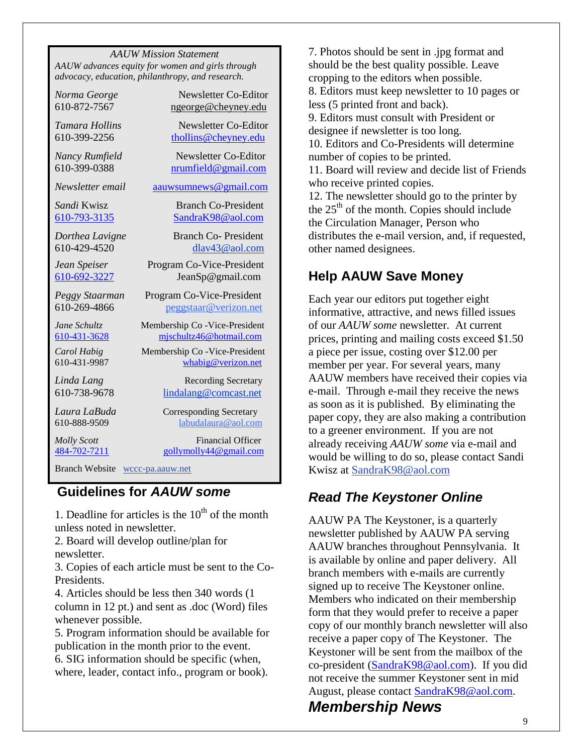*AAUW Mission Statement*

*AAUW advances equity for women and girls through advocacy, education, philanthropy, and research.*

| Name / Phone | Role / Email |
|---|---|
| *Norma George* 610-872-7567 | Newsletter Co-Editor ngeorge@cheyney.edu |
| *Tamara Hollins* 610-399-2256 | Newsletter Co-Editor thollins@cheyney.edu |
| *Nancy Rumfield* 610-399-0388 | Newsletter Co-Editor nrumfield@gmail.com |
| *Newsletter email* | aauwsumnews@gmail.com |
| *Sandi* Kwisz 610-793-3135 | Branch Co-President SandraK98@aol.com |
| *Dorthea Lavigne* 610-429-4520 | Branch Co- President dlav43@aol.com |
| *Jean Speiser* 610-692-3227 | Program Co-Vice-President JeanSp@gmail.com |
| *Peggy Staarman* 610-269-4866 | Program Co-Vice-President peggstaar@verizon.net |
| *Jane Schultz* 610-431-3628 | Membership Co -Vice-President mjschultz46@hotmail.com |
| *Carol Habig* 610-431-9987 | Membership Co -Vice-President whabig@verizon.net |
| *Linda Lang* 610-738-9678 | Recording Secretary lindalang@comcast.net |
| *Laura LaBuda* 610-888-9509 | Corresponding Secretary labudalaura@aol.com |
| *Molly Scott* 484-702-7211 | Financial Officer gollymolly44@gmail.com |

Branch Website wccc-pa.aauw.net

## Guidelines for *AAUW some*

1. Deadline for articles is the 10th of the month unless noted in newsletter.
2. Board will develop outline/plan for newsletter.
3. Copies of each article must be sent to the Co-Presidents.
4. Articles should be less then 340 words (1 column in 12 pt.) and sent as .doc (Word) files whenever possible.
5. Program information should be available for publication in the month prior to the event.
6. SIG information should be specific (when, where, leader, contact info., program or book).
7. Photos should be sent in .jpg format and should be the best quality possible. Leave cropping to the editors when possible.
8. Editors must keep newsletter to 10 pages or less (5 printed front and back).
9. Editors must consult with President or designee if newsletter is too long.
10. Editors and Co-Presidents will determine number of copies to be printed.
11. Board will review and decide list of Friends who receive printed copies.
12. The newsletter should go to the printer by the 25th of the month. Copies should include the Circulation Manager, Person who distributes the e-mail version, and, if requested, other named designees.

## Help AAUW Save Money

Each year our editors put together eight informative, attractive, and news filled issues of our *AAUW some* newsletter. At current prices, printing and mailing costs exceed $1.50 a piece per issue, costing over $12.00 per member per year. For several years, many AAUW members have received their copies via e-mail. Through e-mail they receive the news as soon as it is published. By eliminating the paper copy, they are also making a contribution to a greener environment. If you are not already receiving *AAUW some* via e-mail and would be willing to do so, please contact Sandi Kwisz at SandraK98@aol.com

## *Read The Keystoner Online*

AAUW PA The Keystoner, is a quarterly newsletter published by AAUW PA serving AAUW branches throughout Pennsylvania. It is available by online and paper delivery. All branch members with e-mails are currently signed up to receive The Keystoner online. Members who indicated on their membership form that they would prefer to receive a paper copy of our monthly branch newsletter will also receive a paper copy of The Keystoner. The Keystoner will be sent from the mailbox of the co-president (SandraK98@aol.com). If you did not receive the summer Keystoner sent in mid August, please contact SandraK98@aol.com.

## *Membership News*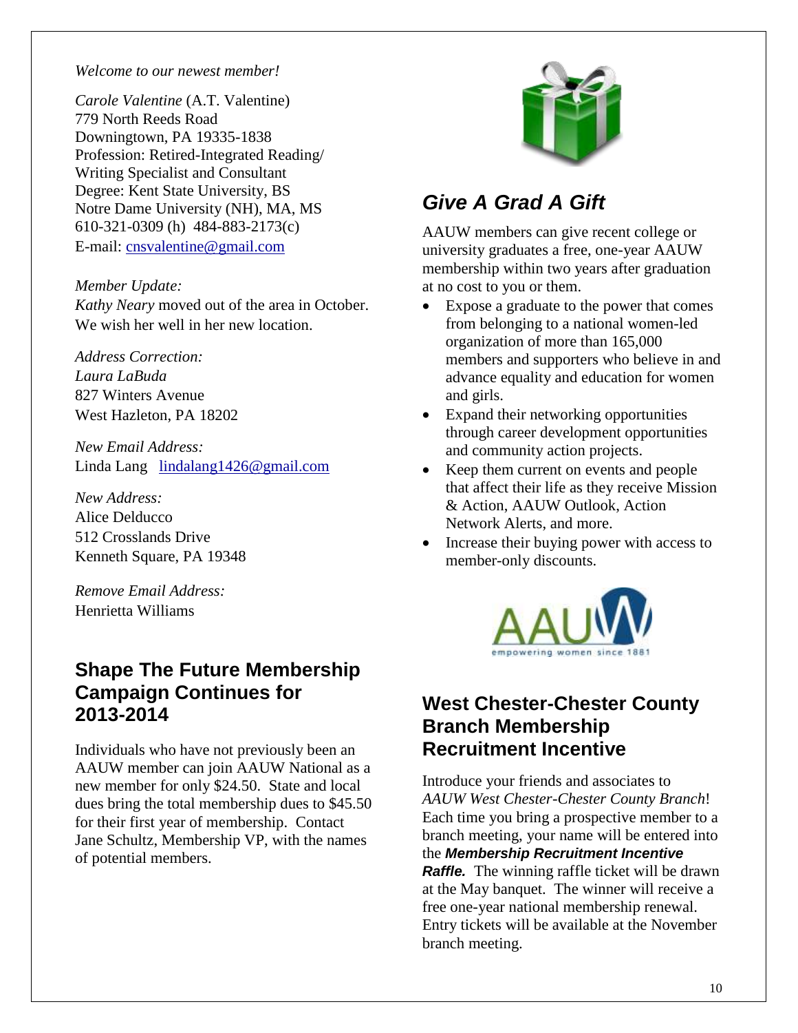*Welcome to our newest member!*

*Carole Valentine* (A.T. Valentine)
779 North Reeds Road
Downingtown, PA 19335-1838
Profession: Retired-Integrated Reading/ Writing Specialist and Consultant
Degree: Kent State University, BS
Notre Dame University (NH), MA, MS
610-321-0309 (h) 484-883-2173(c)
E-mail: cnsvalentine@gmail.com

*Member Update:*
*Kathy Neary* moved out of the area in October. We wish her well in her new location.

*Address Correction:*
*Laura LaBuda*
827 Winters Avenue
West Hazleton, PA 18202

*New Email Address:*
Linda Lang lindalang1426@gmail.com

*New Address:*
Alice Delducco
512 Crosslands Drive
Kenneth Square, PA 19348

*Remove Email Address:*
Henrietta Williams

## Shape The Future Membership Campaign Continues for 2013-2014

Individuals who have not previously been an AAUW member can join AAUW National as a new member for only $24.50. State and local dues bring the total membership dues to $45.50 for their first year of membership. Contact Jane Schultz, Membership VP, with the names of potential members.

## *Give A Grad A Gift*

AAUW members can give recent college or university graduates a free, one-year AAUW membership within two years after graduation at no cost to you or them.

- Expose a graduate to the power that comes from belonging to a national women-led organization of more than 165,000 members and supporters who believe in and advance equality and education for women and girls.
- Expand their networking opportunities through career development opportunities and community action projects.
- Keep them current on events and people that affect their life as they receive Mission & Action, AAUW Outlook, Action Network Alerts, and more.
- Increase their buying power with access to member-only discounts.

## West Chester-Chester County Branch Membership Recruitment Incentive

Introduce your friends and associates to *AAUW West Chester-Chester County Branch*! Each time you bring a prospective member to a branch meeting, your name will be entered into the ***Membership Recruitment Incentive Raffle.*** The winning raffle ticket will be drawn at the May banquet. The winner will receive a free one-year national membership renewal. Entry tickets will be available at the November branch meeting.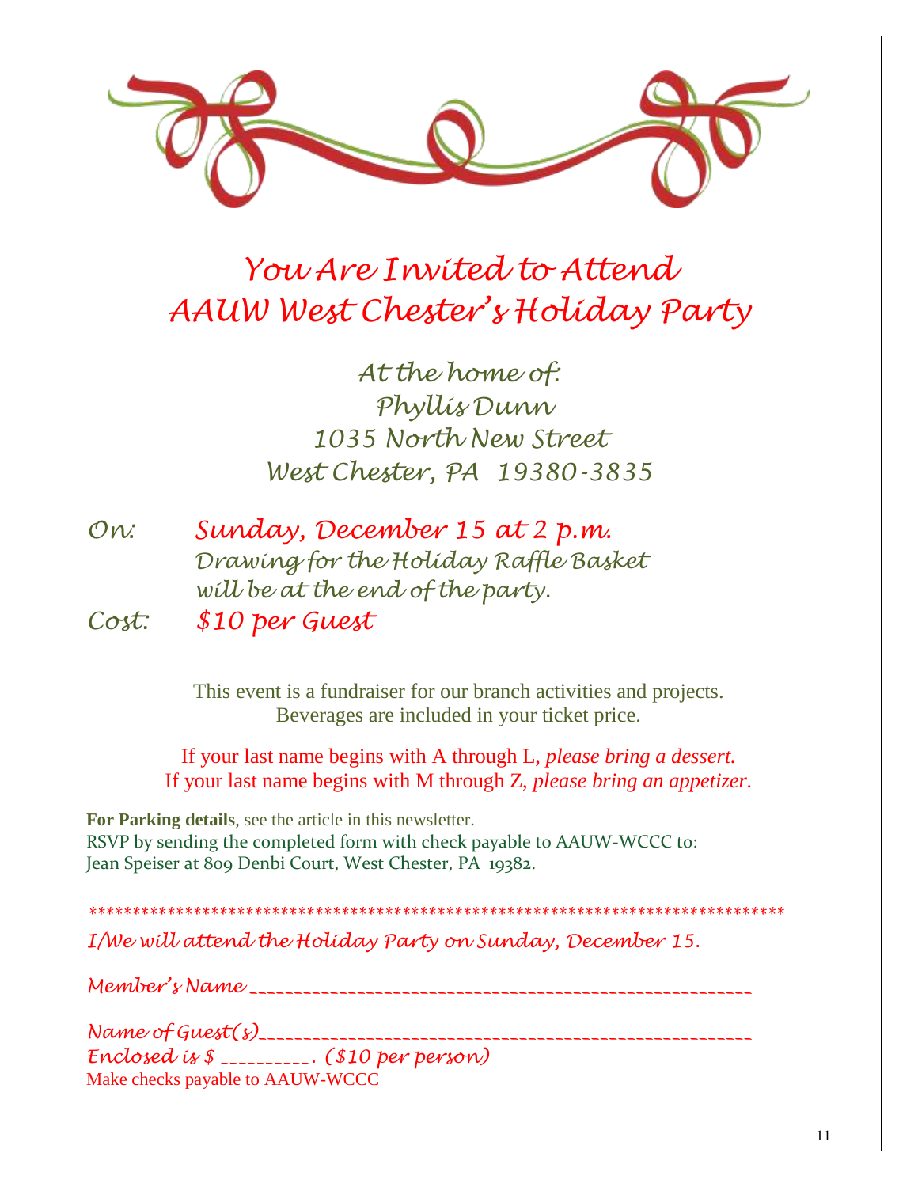# You Are Invited to Attend
# AAUW West Chester's Holiday Party

*At the home of:*
*Phyllis Dunn*
*1035 North New Street*
*West Chester, PA 19380-3835*

*On:* *Sunday, December 15 at 2 p.m.*
*Drawing for the Holiday Raffle Basket will be at the end of the party.*

*Cost:* *$10 per Guest*

This event is a fundraiser for our branch activities and projects.
Beverages are included in your ticket price.

If your last name begins with A through L, *please bring a dessert.*
If your last name begins with M through Z, *please bring an appetizer*.

**For Parking details**, see the article in this newsletter.
RSVP by sending the completed form with check payable to AAUW-WCCC to:
Jean Speiser at 809 Denbi Court, West Chester, PA 19382.

*******************************************************************************

*I/We will attend the Holiday Party on Sunday, December 15.*

*Member's Name* _______________________________________________________

*Name of Guest(s)*_____________________________________________________
*Enclosed is $ __________. ($10 per person)*
Make checks payable to AAUW-WCCC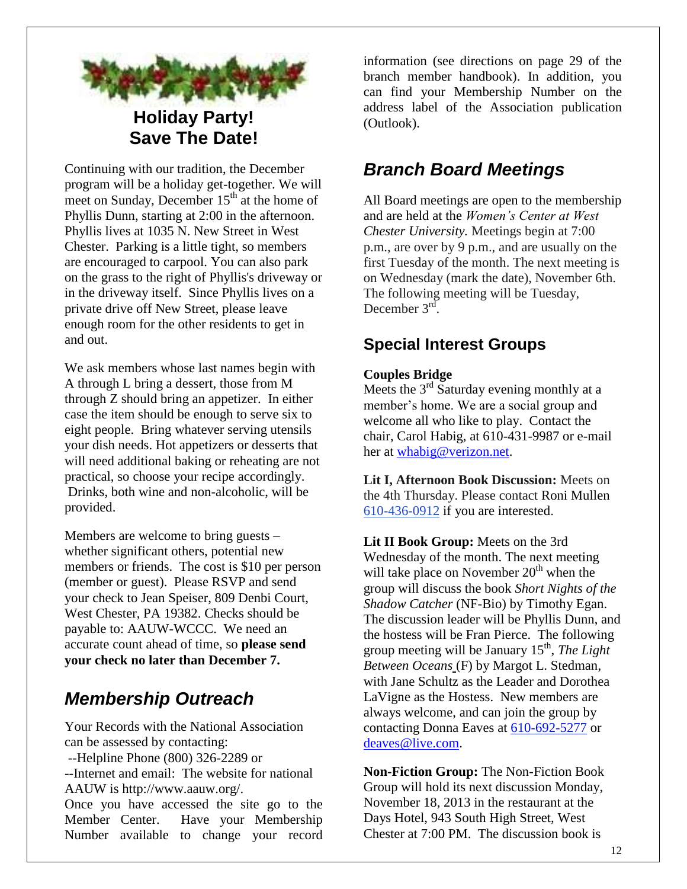## Holiday Party!
## Save The Date!

Continuing with our tradition, the December program will be a holiday get-together. We will meet on Sunday, December 15th at the home of Phyllis Dunn, starting at 2:00 in the afternoon. Phyllis lives at 1035 N. New Street in West Chester. Parking is a little tight, so members are encouraged to carpool. You can also park on the grass to the right of Phyllis's driveway or in the driveway itself. Since Phyllis lives on a private drive off New Street, please leave enough room for the other residents to get in and out.

We ask members whose last names begin with A through L bring a dessert, those from M through Z should bring an appetizer. In either case the item should be enough to serve six to eight people. Bring whatever serving utensils your dish needs. Hot appetizers or desserts that will need additional baking or reheating are not practical, so choose your recipe accordingly. Drinks, both wine and non-alcoholic, will be provided.

Members are welcome to bring guests – whether significant others, potential new members or friends. The cost is $10 per person (member or guest). Please RSVP and send your check to Jean Speiser, 809 Denbi Court, West Chester, PA 19382. Checks should be payable to: AAUW-WCCC. We need an accurate count ahead of time, so **please send your check no later than December 7.**

## *Membership Outreach*

Your Records with the National Association can be assessed by contacting:
--Helpline Phone (800) 326-2289 or
--Internet and email: The website for national AAUW is http://www.aauw.org/.
Once you have accessed the site go to the Member Center. Have your Membership Number available to change your record information (see directions on page 29 of the branch member handbook). In addition, you can find your Membership Number on the address label of the Association publication (Outlook).

## *Branch Board Meetings*

All Board meetings are open to the membership and are held at the *Women's Center at West Chester University.* Meetings begin at 7:00 p.m., are over by 9 p.m., and are usually on the first Tuesday of the month. The next meeting is on Wednesday (mark the date), November 6th. The following meeting will be Tuesday, December 3rd.

## Special Interest Groups

**Couples Bridge**
Meets the 3rd Saturday evening monthly at a member's home. We are a social group and welcome all who like to play. Contact the chair, Carol Habig, at 610-431-9987 or e-mail her at whabig@verizon.net.

**Lit I, Afternoon Book Discussion:** Meets on the 4th Thursday. Please contact Roni Mullen 610-436-0912 if you are interested.

**Lit II Book Group:** Meets on the 3rd Wednesday of the month. The next meeting will take place on November 20th when the group will discuss the book *Short Nights of the Shadow Catcher* (NF-Bio) by Timothy Egan. The discussion leader will be Phyllis Dunn, and the hostess will be Fran Pierce. The following group meeting will be January 15th, *The Light Between Oceans* (F) by Margot L. Stedman, with Jane Schultz as the Leader and Dorothea LaVigne as the Hostess. New members are always welcome, and can join the group by contacting Donna Eaves at 610-692-5277 or deaves@live.com.

**Non-Fiction Group:** The Non-Fiction Book Group will hold its next discussion Monday, November 18, 2013 in the restaurant at the Days Hotel, 943 South High Street, West Chester at 7:00 PM. The discussion book is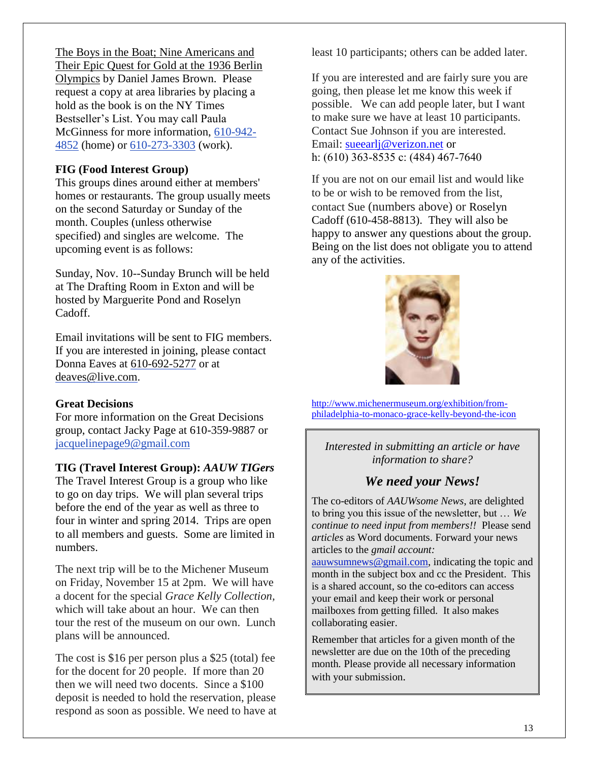The Boys in the Boat; Nine Americans and Their Epic Quest for Gold at the 1936 Berlin Olympics by Daniel James Brown. Please request a copy at area libraries by placing a hold as the book is on the NY Times Bestseller's List. You may call Paula McGinness for more information, 610-942-4852 (home) or 610-273-3303 (work).

**FIG (Food Interest Group)**

This groups dines around either at members' homes or restaurants. The group usually meets on the second Saturday or Sunday of the month. Couples (unless otherwise specified) and singles are welcome. The upcoming event is as follows:

Sunday, Nov. 10--Sunday Brunch will be held at The Drafting Room in Exton and will be hosted by Marguerite Pond and Roselyn Cadoff.

Email invitations will be sent to FIG members. If you are interested in joining, please contact Donna Eaves at 610-692-5277 or at deaves@live.com.

**Great Decisions**

For more information on the Great Decisions group, contact Jacky Page at 610-359-9887 or jacquelinepage9@gmail.com

**TIG (Travel Interest Group):** ***AAUW TIGers***

The Travel Interest Group is a group who like to go on day trips. We will plan several trips before the end of the year as well as three to four in winter and spring 2014. Trips are open to all members and guests. Some are limited in numbers.

The next trip will be to the Michener Museum on Friday, November 15 at 2pm. We will have a docent for the special *Grace Kelly Collection*, which will take about an hour. We can then tour the rest of the museum on our own. Lunch plans will be announced.

The cost is $16 per person plus a $25 (total) fee for the docent for 20 people. If more than 20 then we will need two docents. Since a $100 deposit is needed to hold the reservation, please respond as soon as possible. We need to have at least 10 participants; others can be added later.

If you are interested and are fairly sure you are going, then please let me know this week if possible. We can add people later, but I want to make sure we have at least 10 participants. Contact Sue Johnson if you are interested.
Email: sueearlj@verizon.net or
h: (610) 363-8535 c: (484) 467-7640

If you are not on our email list and would like to be or wish to be removed from the list, contact Sue (numbers above) or Roselyn Cadoff (610-458-8813). They will also be happy to answer any questions about the group. Being on the list does not obligate you to attend any of the activities.

http://www.michenermuseum.org/exhibition/from-philadelphia-to-monaco-grace-kelly-beyond-the-icon

*Interested in submitting an article or have information to share?*

***We need your News!***

The co-editors of *AAUWsome News*, are delighted to bring you this issue of the newsletter, but … *We continue to need input from members!!* Please send *articles* as Word documents. Forward your news articles to the *gmail account:* aauwsumnews@gmail.com, indicating the topic and month in the subject box and cc the President. This is a shared account, so the co-editors can access your email and keep their work or personal mailboxes from getting filled. It also makes collaborating easier.

Remember that articles for a given month of the newsletter are due on the 10th of the preceding month. Please provide all necessary information with your submission.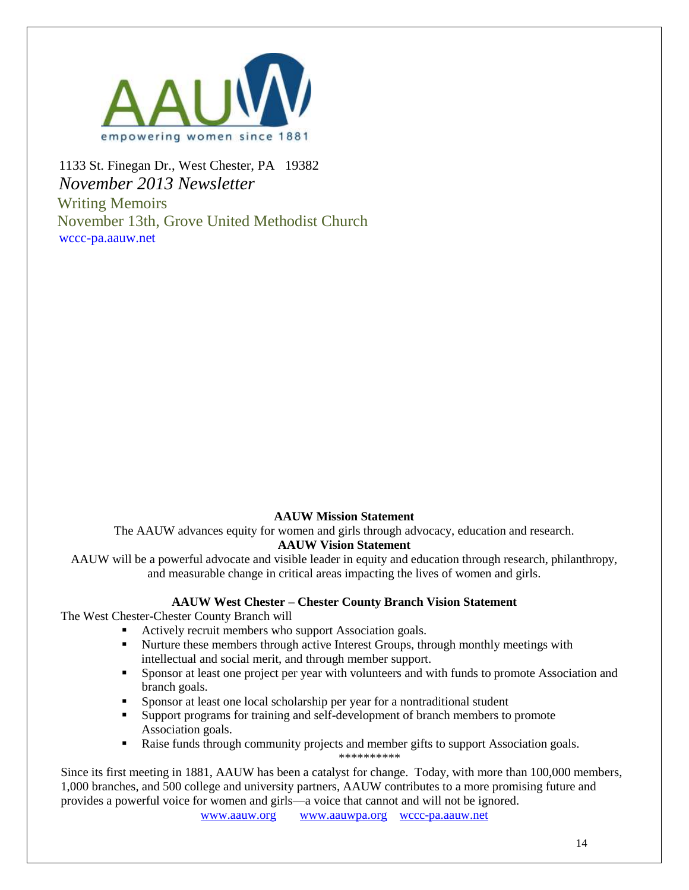empowering women since 1881

1133 St. Finegan Dr., West Chester, PA 19382

*November 2013 Newsletter*

Writing Memoirs

November 13th, Grove United Methodist Church

wccc-pa.aauw.net

**AAUW Mission Statement**

The AAUW advances equity for women and girls through advocacy, education and research.

**AAUW Vision Statement**

AAUW will be a powerful advocate and visible leader in equity and education through research, philanthropy, and measurable change in critical areas impacting the lives of women and girls.

**AAUW West Chester – Chester County Branch Vision Statement**

The West Chester-Chester County Branch will

- Actively recruit members who support Association goals.
- Nurture these members through active Interest Groups, through monthly meetings with intellectual and social merit, and through member support.
- Sponsor at least one project per year with volunteers and with funds to promote Association and branch goals.
- Sponsor at least one local scholarship per year for a nontraditional student
- Support programs for training and self-development of branch members to promote Association goals.
- Raise funds through community projects and member gifts to support Association goals.

**********

Since its first meeting in 1881, AAUW has been a catalyst for change. Today, with more than 100,000 members, 1,000 branches, and 500 college and university partners, AAUW contributes to a more promising future and provides a powerful voice for women and girls—a voice that cannot and will not be ignored.

www.aauw.org www.aauwpa.org wccc-pa.aauw.net